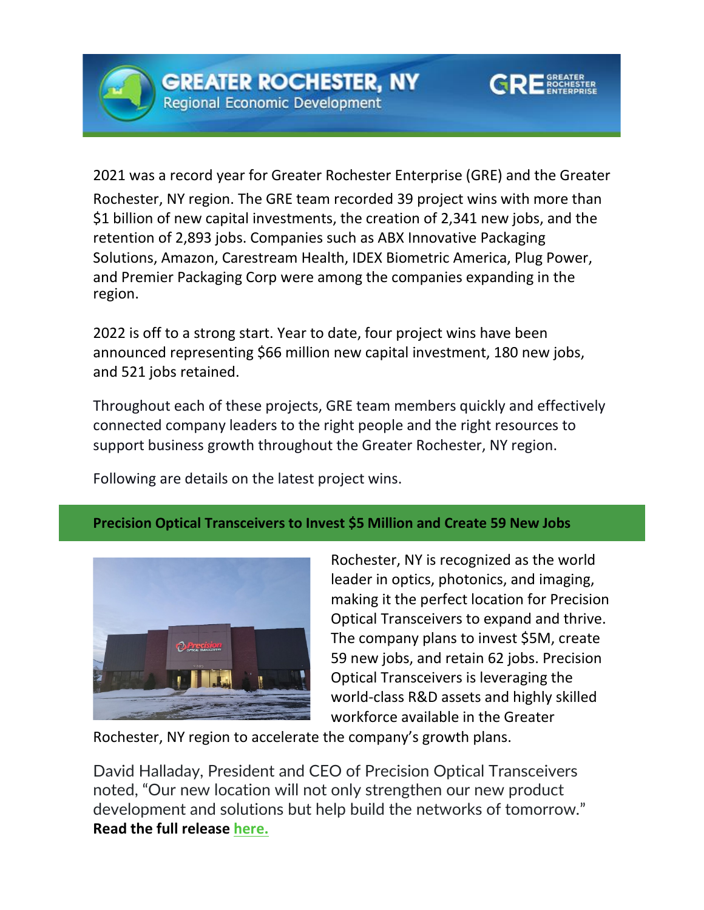# GREATER ROCHESTER, NY

Regional Economic Development

2021 was a record year for Greater Rochester Enterprise (GRE) and the Greater Rochester, NY region. The GRE team recorded 39 project wins with more than $1 billion of new capital investments, the creation of 2,341 new jobs, and the retention of 2,893 jobs. Companies such as ABX Innovative Packaging Solutions, Amazon, Carestream Health, IDEX Biometric America, Plug Power, and Premier Packaging Corp were among the companies expanding in the region.

2022 is off to a strong start. Year to date, four project wins have been announced representing $66 million new capital investment, 180 new jobs, and 521 jobs retained.

Throughout each of these projects, GRE team members quickly and effectively connected company leaders to the right people and the right resources to support business growth throughout the Greater Rochester, NY region.

Following are details on the latest project wins.

## Precision Optical Transceivers to Invest $5 Million and Create 59 New Jobs

Rochester, NY is recognized as the world leader in optics, photonics, and imaging, making it the perfect location for Precision Optical Transceivers to expand and thrive. The company plans to invest $5M, create 59 new jobs, and retain 62 jobs. Precision Optical Transceivers is leveraging the world-class R&D assets and highly skilled workforce available in the Greater Rochester, NY region to accelerate the company's growth plans.

David Halladay, President and CEO of Precision Optical Transceivers noted, "Our new location will not only strengthen our new product development and solutions but help build the networks of tomorrow." **Read the full release here.**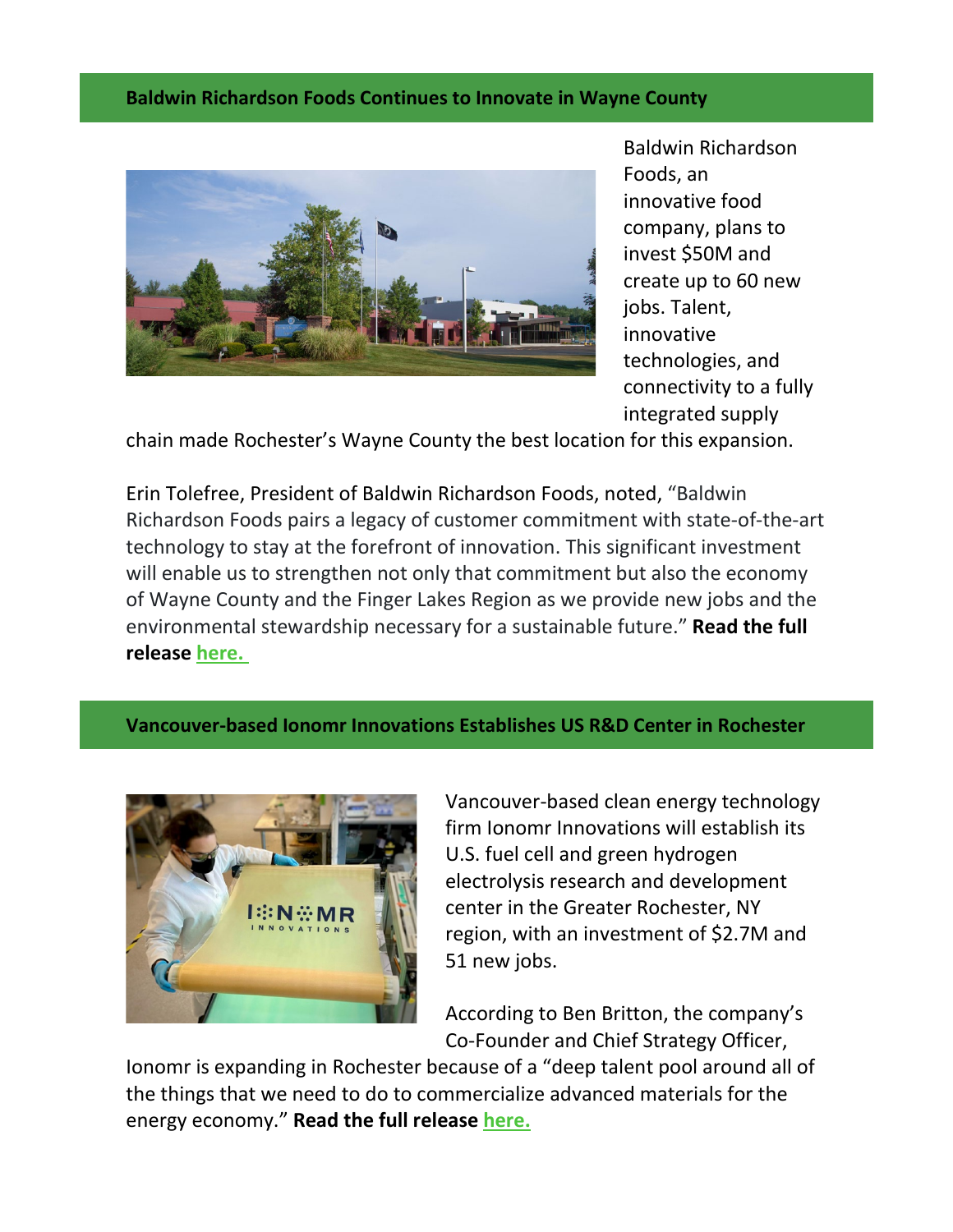## Baldwin Richardson Foods Continues to Innovate in Wayne County

Baldwin Richardson Foods, an innovative food company, plans to invest $50M and create up to 60 new jobs. Talent, innovative technologies, and connectivity to a fully integrated supply chain made Rochester's Wayne County the best location for this expansion.

Erin Tolefree, President of Baldwin Richardson Foods, noted, "Baldwin Richardson Foods pairs a legacy of customer commitment with state-of-the-art technology to stay at the forefront of innovation. This significant investment will enable us to strengthen not only that commitment but also the economy of Wayne County and the Finger Lakes Region as we provide new jobs and the environmental stewardship necessary for a sustainable future." **Read the full release here.**

## Vancouver-based Ionomr Innovations Establishes US R&D Center in Rochester

Vancouver-based clean energy technology firm Ionomr Innovations will establish its U.S. fuel cell and green hydrogen electrolysis research and development center in the Greater Rochester, NY region, with an investment of $2.7M and 51 new jobs.

According to Ben Britton, the company's Co-Founder and Chief Strategy Officer, Ionomr is expanding in Rochester because of a "deep talent pool around all of the things that we need to do to commercialize advanced materials for the energy economy." **Read the full release here.**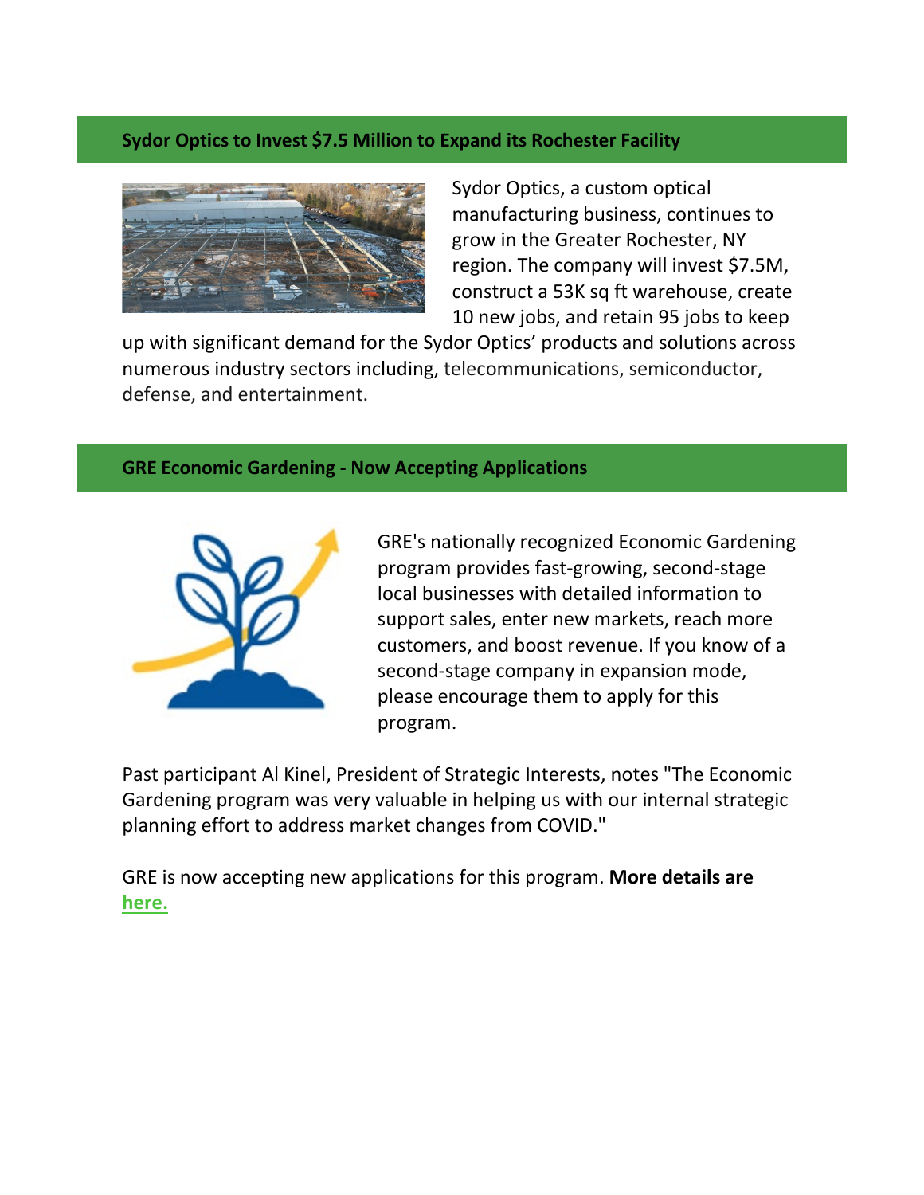## Sydor Optics to Invest $7.5 Million to Expand its Rochester Facility

Sydor Optics, a custom optical manufacturing business, continues to grow in the Greater Rochester, NY region. The company will invest $7.5M, construct a 53K sq ft warehouse, create 10 new jobs, and retain 95 jobs to keep up with significant demand for the Sydor Optics' products and solutions across numerous industry sectors including, telecommunications, semiconductor, defense, and entertainment.

## GRE Economic Gardening - Now Accepting Applications

GRE's nationally recognized Economic Gardening program provides fast-growing, second-stage local businesses with detailed information to support sales, enter new markets, reach more customers, and boost revenue. If you know of a second-stage company in expansion mode, please encourage them to apply for this program.

Past participant Al Kinel, President of Strategic Interests, notes "The Economic Gardening program was very valuable in helping us with our internal strategic planning effort to address market changes from COVID."

GRE is now accepting new applications for this program. **More details are here.**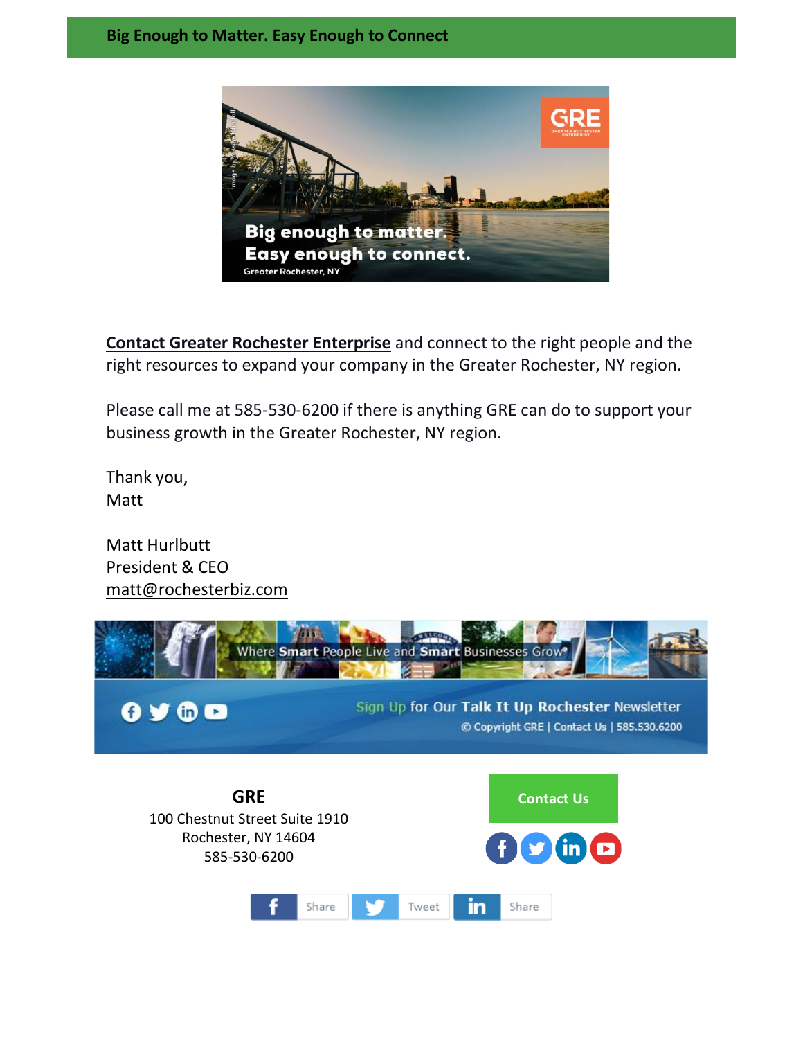**Big Enough to Matter. Easy Enough to Connect**

**Contact Greater Rochester Enterprise** and connect to the right people and the right resources to expand your company in the Greater Rochester, NY region.

Please call me at 585-530-6200 if there is anything GRE can do to support your business growth in the Greater Rochester, NY region.

Thank you,
Matt

Matt Hurlbutt
President & CEO
matt@rochesterbiz.com

**GRE**
100 Chestnut Street Suite 1910
Rochester, NY 14604
585-530-6200

Contact Us

Share Tweet Share